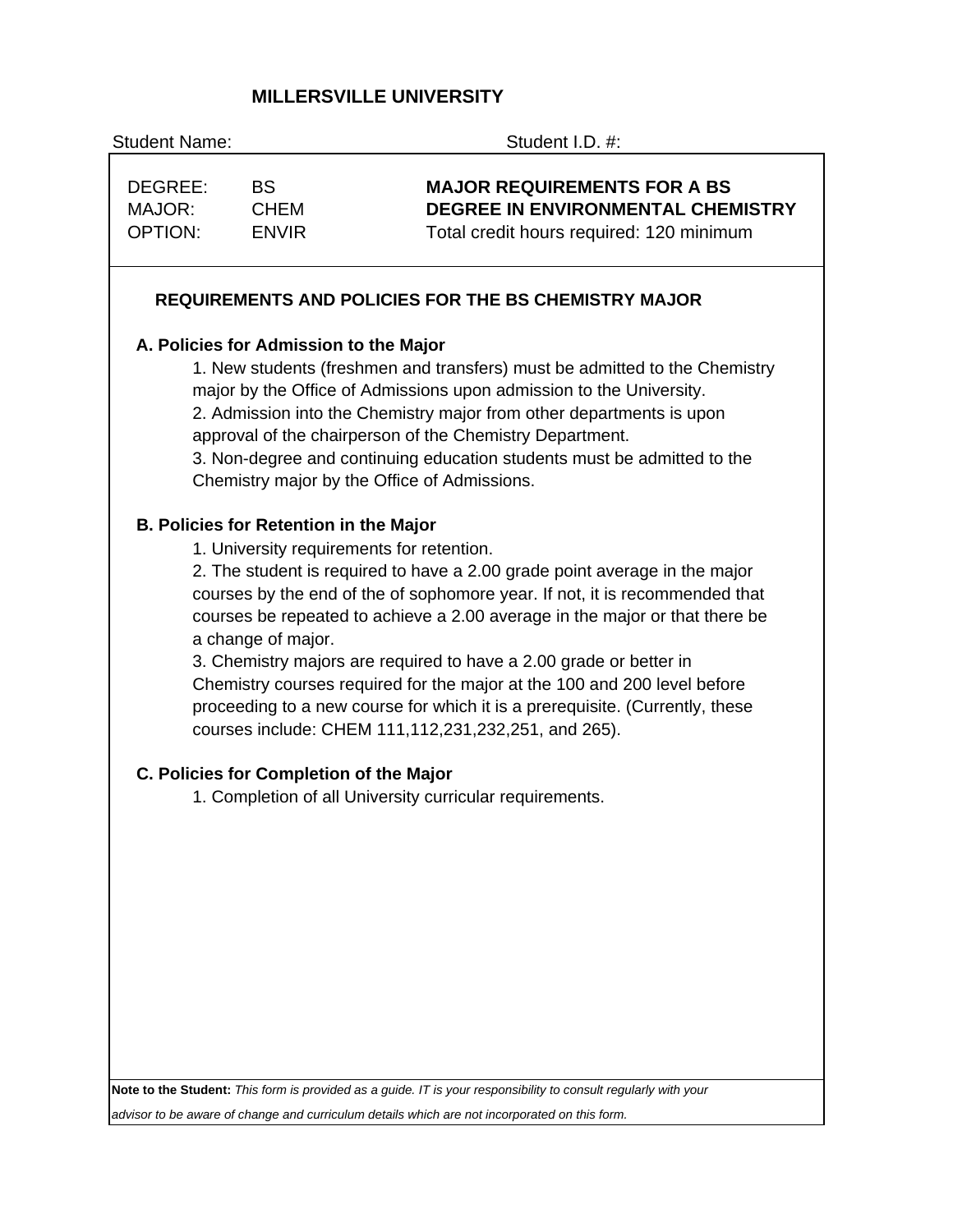# MILLERSVILLE UNIVERSITY

Student Name: Student I.D. #:

| | | |
|---|---|---|
| DEGREE: | BS | **MAJOR REQUIREMENTS FOR A BS** |
| MAJOR: | CHEM | **DEGREE IN ENVIRONMENTAL CHEMISTRY** |
| OPTION: | ENVIR | Total credit hours required: 120 minimum |

## REQUIREMENTS AND POLICIES FOR THE BS CHEMISTRY MAJOR

### A. Policies for Admission to the Major

1. New students (freshmen and transfers) must be admitted to the Chemistry major by the Office of Admissions upon admission to the University.
2. Admission into the Chemistry major from other departments is upon approval of the chairperson of the Chemistry Department.
3. Non-degree and continuing education students must be admitted to the Chemistry major by the Office of Admissions.

### B. Policies for Retention in the Major

1. University requirements for retention.
2. The student is required to have a 2.00 grade point average in the major courses by the end of the of sophomore year. If not, it is recommended that courses be repeated to achieve a 2.00 average in the major or that there be a change of major.
3. Chemistry majors are required to have a 2.00 grade or better in Chemistry courses required for the major at the 100 and 200 level before proceeding to a new course for which it is a prerequisite. (Currently, these courses include: CHEM 111,112,231,232,251, and 265).

### C. Policies for Completion of the Major

1. Completion of all University curricular requirements.

**Note to the Student:** *This form is provided as a guide. IT is your responsibility to consult regularly with your advisor to be aware of change and curriculum details which are not incorporated on this form.*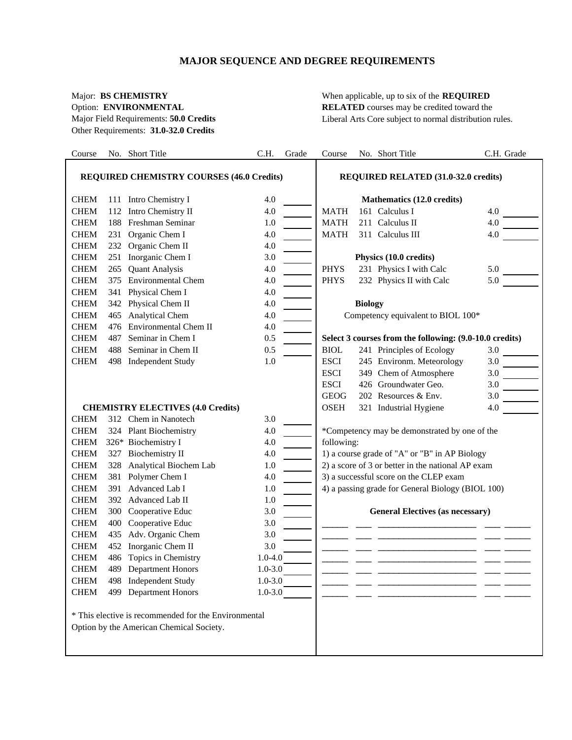# MAJOR SEQUENCE AND DEGREE REQUIREMENTS

Major: **BS CHEMISTRY**
Option: **ENVIRONMENTAL**
Major Field Requirements: **50.0 Credits**
Other Requirements: **31.0-32.0 Credits**

When applicable, up to six of the **REQUIRED RELATED** courses may be credited toward the Liberal Arts Core subject to normal distribution rules.

## REQUIRED CHEMISTRY COURSES (46.0 Credits)

| Course | No. | Short Title | C.H. | Grade |
|---|---|---|---|---|
| CHEM | 111 | Intro Chemistry I | 4.0 | |
| CHEM | 112 | Intro Chemistry II | 4.0 | |
| CHEM | 188 | Freshman Seminar | 1.0 | |
| CHEM | 231 | Organic Chem I | 4.0 | |
| CHEM | 232 | Organic Chem II | 4.0 | |
| CHEM | 251 | Inorganic Chem I | 3.0 | |
| CHEM | 265 | Quant Analysis | 4.0 | |
| CHEM | 375 | Environmental Chem | 4.0 | |
| CHEM | 341 | Physical Chem I | 4.0 | |
| CHEM | 342 | Physical Chem II | 4.0 | |
| CHEM | 465 | Analytical Chem | 4.0 | |
| CHEM | 476 | Environmental Chem II | 4.0 | |
| CHEM | 487 | Seminar in Chem I | 0.5 | |
| CHEM | 488 | Seminar in Chem II | 0.5 | |
| CHEM | 498 | Independent Study | 1.0 | |

## CHEMISTRY ELECTIVES (4.0 Credits)

| Course | No. | Short Title | C.H. | Grade |
|---|---|---|---|---|
| CHEM | 312 | Chem in Nanotech | 3.0 | |
| CHEM | 324 | Plant Biochemistry | 4.0 | |
| CHEM | 326* | Biochemistry I | 4.0 | |
| CHEM | 327 | Biochemistry II | 4.0 | |
| CHEM | 328 | Analytical Biochem Lab | 1.0 | |
| CHEM | 381 | Polymer Chem I | 4.0 | |
| CHEM | 391 | Advanced Lab I | 1.0 | |
| CHEM | 392 | Advanced Lab II | 1.0 | |
| CHEM | 300 | Cooperative Educ | 3.0 | |
| CHEM | 400 | Cooperative Educ | 3.0 | |
| CHEM | 435 | Adv. Organic Chem | 3.0 | |
| CHEM | 452 | Inorganic Chem II | 3.0 | |
| CHEM | 486 | Topics in Chemistry | 1.0-4.0 | |
| CHEM | 489 | Department Honors | 1.0-3.0 | |
| CHEM | 498 | Independent Study | 1.0-3.0 | |
| CHEM | 499 | Department Honors | 1.0-3.0 | |

* This elective is recommended for the Environmental Option by the American Chemical Society.

## REQUIRED RELATED (31.0-32.0 credits)

### Mathematics (12.0 credits)

| Course | No. | Short Title | C.H. | Grade |
|---|---|---|---|---|
| MATH | 161 | Calculus I | 4.0 | |
| MATH | 211 | Calculus II | 4.0 | |
| MATH | 311 | Calculus III | 4.0 | |

### Physics (10.0 credits)

| Course | No. | Short Title | C.H. | Grade |
|---|---|---|---|---|
| PHYS | 231 | Physics I with Calc | 5.0 | |
| PHYS | 232 | Physics II with Calc | 5.0 | |

### Biology

Competency equivalent to BIOL 100*

### Select 3 courses from the following: (9.0-10.0 credits)

| Course | No. | Short Title | C.H. | Grade |
|---|---|---|---|---|
| BIOL | 241 | Principles of Ecology | 3.0 | |
| ESCI | 245 | Environm. Meteorology | 3.0 | |
| ESCI | 349 | Chem of Atmosphere | 3.0 | |
| ESCI | 426 | Groundwater Geo. | 3.0 | |
| GEOG | 202 | Resources & Env. | 3.0 | |
| OSEH | 321 | Industrial Hygiene | 4.0 | |

*Competency may be demonstrated by one of the following:
1) a course grade of "A" or "B" in AP Biology
2) a score of 3 or better in the national AP exam
3) a successful score on the CLEP exam
4) a passing grade for General Biology (BIOL 100)

### General Electives (as necessary)

| Course | No. | Short Title | C.H. | Grade |
|---|---|---|---|---|
| | | | | |
| | | | | |
| | | | | |
| | | | | |
| | | | | |
| | | | | |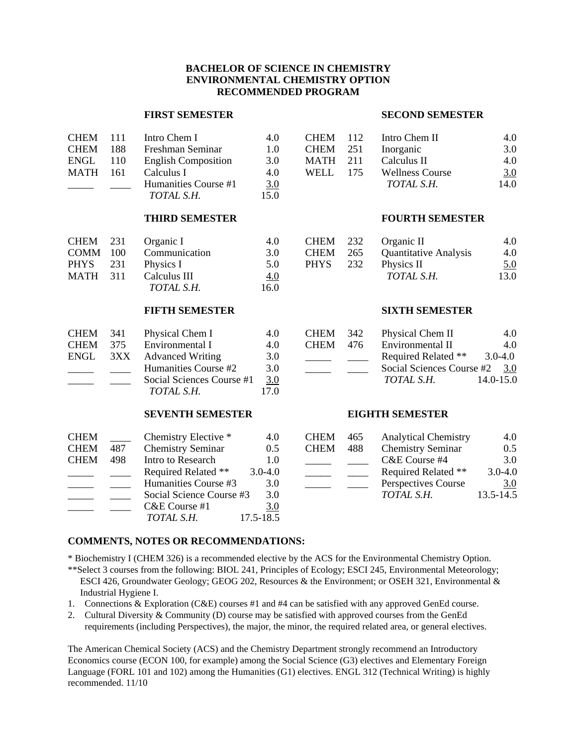# BACHELOR OF SCIENCE IN CHEMISTRY
## ENVIRONMENTAL CHEMISTRY OPTION
## RECOMMENDED PROGRAM

### FIRST SEMESTER

| | | | |
|---|---|---|---|
| CHEM | 111 | Intro Chem I | 4.0 |
| CHEM | 188 | Freshman Seminar | 1.0 |
| ENGL | 110 | English Composition | 3.0 |
| MATH | 161 | Calculus I | 4.0 |
| _____ | ____ | Humanities Course #1 | 3.0 |
| | | *TOTAL S.H.* | 15.0 |

### SECOND SEMESTER

| | | | |
|---|---|---|---|
| CHEM | 112 | Intro Chem II | 4.0 |
| CHEM | 251 | Inorganic | 3.0 |
| MATH | 211 | Calculus II | 4.0 |
| WELL | 175 | Wellness Course | 3.0 |
| | | *TOTAL S.H.* | 14.0 |

### THIRD SEMESTER

| | | | |
|---|---|---|---|
| CHEM | 231 | Organic I | 4.0 |
| COMM | 100 | Communication | 3.0 |
| PHYS | 231 | Physics I | 5.0 |
| MATH | 311 | Calculus III | 4.0 |
| | | *TOTAL S.H.* | 16.0 |

### FOURTH SEMESTER

| | | | |
|---|---|---|---|
| CHEM | 232 | Organic II | 4.0 |
| CHEM | 265 | Quantitative Analysis | 4.0 |
| PHYS | 232 | Physics II | 5.0 |
| | | *TOTAL S.H.* | 13.0 |

### FIFTH SEMESTER

| | | | |
|---|---|---|---|
| CHEM | 341 | Physical Chem I | 4.0 |
| CHEM | 375 | Environmental I | 4.0 |
| ENGL | 3XX | Advanced Writing | 3.0 |
| _____ | ____ | Humanities Course #2 | 3.0 |
| _____ | ____ | Social Sciences Course #1 | 3.0 |
| | | *TOTAL S.H.* | 17.0 |

### SIXTH SEMESTER

| | | | |
|---|---|---|---|
| CHEM | 342 | Physical Chem II | 4.0 |
| CHEM | 476 | Environmental II | 4.0 |
| _____ | ____ | Required Related ** | 3.0-4.0 |
| _____ | ____ | Social Sciences Course #2 | 3.0 |
| | | *TOTAL S.H.* | 14.0-15.0 |

### SEVENTH SEMESTER

| | | | |
|---|---|---|---|
| CHEM | ____ | Chemistry Elective * | 4.0 |
| CHEM | 487 | Chemistry Seminar | 0.5 |
| CHEM | 498 | Intro to Research | 1.0 |
| _____ | ____ | Required Related ** | 3.0-4.0 |
| _____ | ____ | Humanities Course #3 | 3.0 |
| _____ | ____ | Social Science Course #3 | 3.0 |
| _____ | ____ | C&E Course #1 | 3.0 |
| | | *TOTAL S.H.* | 17.5-18.5 |

### EIGHTH SEMESTER

| | | | |
|---|---|---|---|
| CHEM | 465 | Analytical Chemistry | 4.0 |
| CHEM | 488 | Chemistry Seminar | 0.5 |
| _____ | ____ | C&E Course #4 | 3.0 |
| _____ | ____ | Required Related ** | 3.0-4.0 |
| _____ | ____ | Perspectives Course | 3.0 |
| | | *TOTAL S.H.* | 13.5-14.5 |

## COMMENTS, NOTES OR RECOMMENDATIONS:

* Biochemistry I (CHEM 326) is a recommended elective by the ACS for the Environmental Chemistry Option.

**Select 3 courses from the following: BIOL 241, Principles of Ecology; ESCI 245, Environmental Meteorology; ESCI 426, Groundwater Geology; GEOG 202, Resources & the Environment; or OSEH 321, Environmental & Industrial Hygiene I.

1. Connections & Exploration (C&E) courses #1 and #4 can be satisfied with any approved GenEd course.
2. Cultural Diversity & Community (D) course may be satisfied with approved courses from the GenEd requirements (including Perspectives), the major, the minor, the required related area, or general electives.

The American Chemical Society (ACS) and the Chemistry Department strongly recommend an Introductory Economics course (ECON 100, for example) among the Social Science (G3) electives and Elementary Foreign Language (FORL 101 and 102) among the Humanities (G1) electives. ENGL 312 (Technical Writing) is highly recommended. 11/10